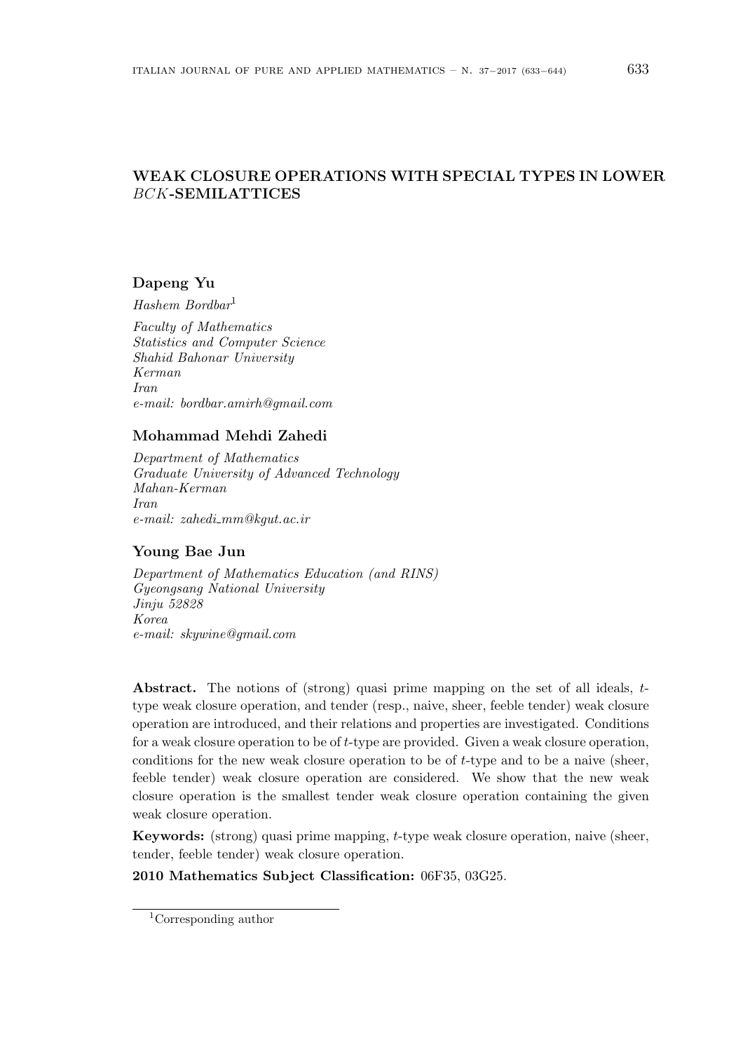# WEAK CLOSURE OPERATIONS WITH SPECIAL TYPES IN LOWER $BCK$-SEMILATTICES

**Dapeng Yu**

*Hashem Bordbar*[1]

*Faculty of Mathematics*
*Statistics and Computer Science*
*Shahid Bahonar University*
*Kerman*
*Iran*
*e-mail: bordbar.amirh@gmail.com*

**Mohammad Mehdi Zahedi**

*Department of Mathematics*
*Graduate University of Advanced Technology*
*Mahan-Kerman*
*Iran*
*e-mail: zahedi_mm@kgut.ac.ir*

**Young Bae Jun**

*Department of Mathematics Education (and RINS)*
*Gyeongsang National University*
*Jinju 52828*
*Korea*
*e-mail: skywine@gmail.com*

**Abstract.** The notions of (strong) quasi prime mapping on the set of all ideals, $t$-type weak closure operation, and tender (resp., naive, sheer, feeble tender) weak closure operation are introduced, and their relations and properties are investigated. Conditions for a weak closure operation to be of $t$-type are provided. Given a weak closure operation, conditions for the new weak closure operation to be of $t$-type and to be a naive (sheer, feeble tender) weak closure operation are considered. We show that the new weak closure operation is the smallest tender weak closure operation containing the given weak closure operation.

**Keywords:** (strong) quasi prime mapping, $t$-type weak closure operation, naive (sheer, tender, feeble tender) weak closure operation.

**2010 Mathematics Subject Classification:** 06F35, 03G25.

[1] Corresponding author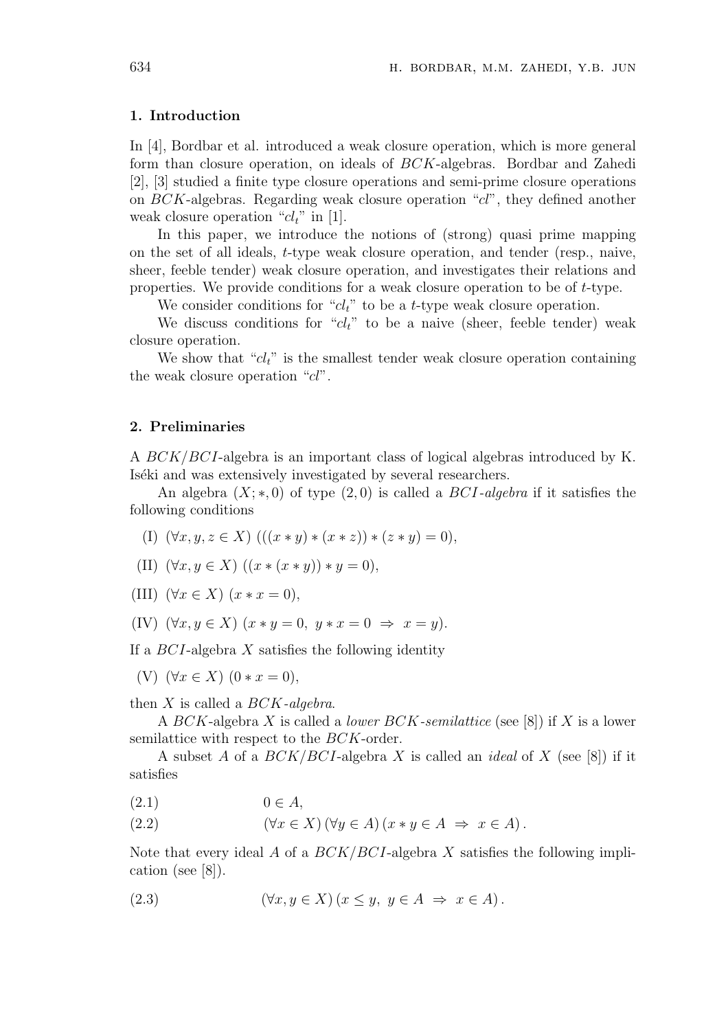## 1. Introduction

In [4], Bordbar et al. introduced a weak closure operation, which is more general form than closure operation, on ideals of $BCK$-algebras. Bordbar and Zahedi [2], [3] studied a finite type closure operations and semi-prime closure operations on $BCK$-algebras. Regarding weak closure operation "$cl$", they defined another weak closure operation "$cl_t$" in [1].

In this paper, we introduce the notions of (strong) quasi prime mapping on the set of all ideals, $t$-type weak closure operation, and tender (resp., naive, sheer, feeble tender) weak closure operation, and investigates their relations and properties. We provide conditions for a weak closure operation to be of $t$-type.

We consider conditions for "$cl_t$" to be a $t$-type weak closure operation.

We discuss conditions for "$cl_t$" to be a naive (sheer, feeble tender) weak closure operation.

We show that "$cl_t$" is the smallest tender weak closure operation containing the weak closure operation "$cl$".

## 2. Preliminaries

A $BCK/BCI$-algebra is an important class of logical algebras introduced by K. Iséki and was extensively investigated by several researchers.

An algebra $(X; *, 0)$ of type $(2, 0)$ is called a *$BCI$-algebra* if it satisfies the following conditions

(I) $(\forall x, y, z \in X)\ (((x * y) * (x * z)) * (z * y) = 0)$,

(II) $(\forall x, y \in X)\ ((x * (x * y)) * y = 0)$,

(III) $(\forall x \in X)\ (x * x = 0)$,

(IV) $(\forall x, y \in X)\ (x * y = 0,\ y * x = 0\ \Rightarrow\ x = y)$.

If a $BCI$-algebra $X$ satisfies the following identity

(V) $(\forall x \in X)\ (0 * x = 0)$,

then $X$ is called a *$BCK$-algebra*.

A $BCK$-algebra $X$ is called a *lower $BCK$-semilattice* (see [8]) if $X$ is a lower semilattice with respect to the $BCK$-order.

A subset $A$ of a $BCK/BCI$-algebra $X$ is called an *ideal* of $X$ (see [8]) if it satisfies

$$0 \in A, \tag{2.1}$$

$$(\forall x \in X)\,(\forall y \in A)\,(x * y \in A\ \Rightarrow\ x \in A)\,. \tag{2.2}$$

Note that every ideal $A$ of a $BCK/BCI$-algebra $X$ satisfies the following implication (see [8]).

$$(\forall x, y \in X)\,(x \leq y,\ y \in A\ \Rightarrow\ x \in A)\,. \tag{2.3}$$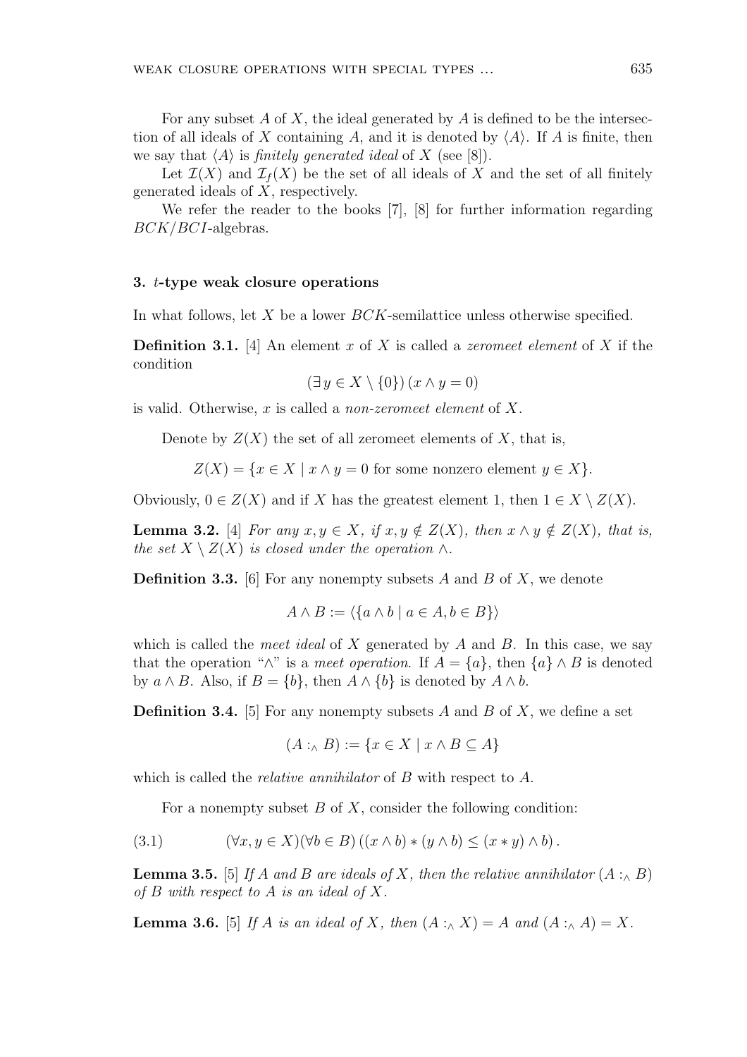For any subset $A$ of $X$, the ideal generated by $A$ is defined to be the intersection of all ideals of $X$ containing $A$, and it is denoted by $\langle A \rangle$. If $A$ is finite, then we say that $\langle A \rangle$ is *finitely generated ideal* of $X$ (see [8]).

Let $\mathcal{I}(X)$ and $\mathcal{I}_f(X)$ be the set of all ideals of $X$ and the set of all finitely generated ideals of $X$, respectively.

We refer the reader to the books [7], [8] for further information regarding $BCK/BCI$-algebras.

## 3. $t$-type weak closure operations

In what follows, let $X$ be a lower $BCK$-semilattice unless otherwise specified.

**Definition 3.1.** [4] An element $x$ of $X$ is called a *zeromeet element* of $X$ if the condition

$$(\exists\, y \in X \setminus \{0\})\,(x \wedge y = 0)$$

is valid. Otherwise, $x$ is called a *non-zeromeet element* of $X$.

Denote by $Z(X)$ the set of all zeromeet elements of $X$, that is,

$$Z(X) = \{x \in X \mid x \wedge y = 0 \text{ for some nonzero element } y \in X\}.$$

Obviously, $0 \in Z(X)$ and if $X$ has the greatest element 1, then $1 \in X \setminus Z(X)$.

**Lemma 3.2.** [4] *For any $x, y \in X$, if $x, y \notin Z(X)$, then $x \wedge y \notin Z(X)$, that is, the set $X \setminus Z(X)$ is closed under the operation $\wedge$.*

**Definition 3.3.** [6] For any nonempty subsets $A$ and $B$ of $X$, we denote

$$A \wedge B := \langle \{a \wedge b \mid a \in A, b \in B\} \rangle$$

which is called the *meet ideal* of $X$ generated by $A$ and $B$. In this case, we say that the operation "$\wedge$" is a *meet operation*. If $A = \{a\}$, then $\{a\} \wedge B$ is denoted by $a \wedge B$. Also, if $B = \{b\}$, then $A \wedge \{b\}$ is denoted by $A \wedge b$.

**Definition 3.4.** [5] For any nonempty subsets $A$ and $B$ of $X$, we define a set

$$(A :_\wedge B) := \{x \in X \mid x \wedge B \subseteq A\}$$

which is called the *relative annihilator* of $B$ with respect to $A$.

For a nonempty subset $B$ of $X$, consider the following condition:

$$(\forall x, y \in X)(\forall b \in B)\,((x \wedge b) * (y \wedge b) \leq (x * y) \wedge b)\,. \tag{3.1}$$

**Lemma 3.5.** [5] *If $A$ and $B$ are ideals of $X$, then the relative annihilator $(A :_\wedge B)$ of $B$ with respect to $A$ is an ideal of $X$.*

**Lemma 3.6.** [5] *If $A$ is an ideal of $X$, then $(A :_\wedge X) = A$ and $(A :_\wedge A) = X$.*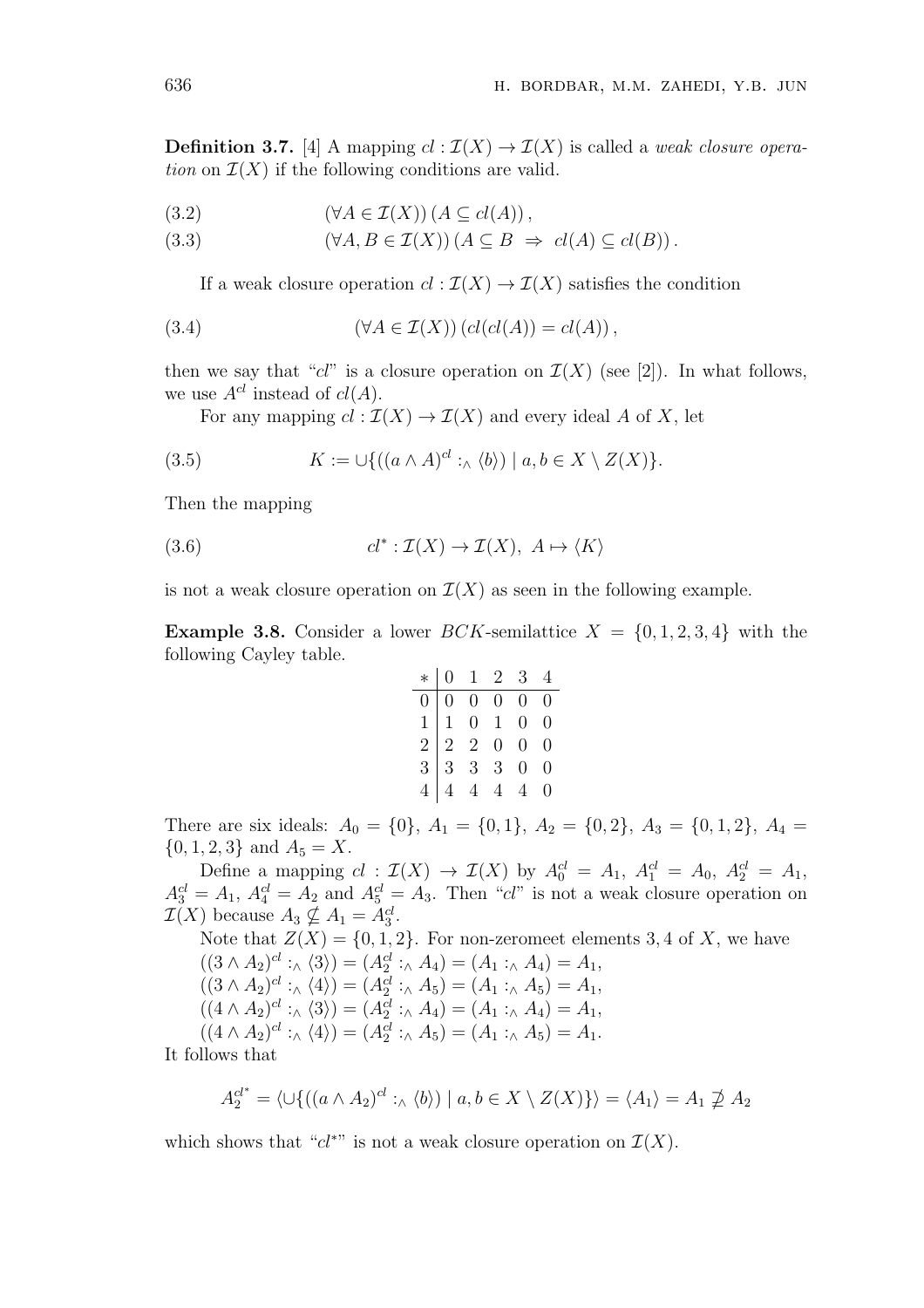**Definition 3.7.** [4] A mapping $cl : \mathcal{I}(X) \to \mathcal{I}(X)$ is called a *weak closure operation* on $\mathcal{I}(X)$ if the following conditions are valid.

$$(\forall A \in \mathcal{I}(X))\,(A \subseteq cl(A)), \tag{3.2}$$

$$(\forall A, B \in \mathcal{I}(X))\,(A \subseteq B \;\Rightarrow\; cl(A) \subseteq cl(B)). \tag{3.3}$$

If a weak closure operation $cl : \mathcal{I}(X) \to \mathcal{I}(X)$ satisfies the condition

$$(\forall A \in \mathcal{I}(X))\,(cl(cl(A)) = cl(A)), \tag{3.4}$$

then we say that "$cl$" is a closure operation on $\mathcal{I}(X)$ (see [2]). In what follows, we use $A^{cl}$ instead of $cl(A)$.

For any mapping $cl : \mathcal{I}(X) \to \mathcal{I}(X)$ and every ideal $A$ of $X$, let

$$K := \cup\{((a \wedge A)^{cl} :_\wedge \langle b\rangle) \mid a, b \in X \setminus Z(X)\}. \tag{3.5}$$

Then the mapping

$$cl^* : \mathcal{I}(X) \to \mathcal{I}(X),\; A \mapsto \langle K\rangle \tag{3.6}$$

is not a weak closure operation on $\mathcal{I}(X)$ as seen in the following example.

**Example 3.8.** Consider a lower $BCK$-semilattice $X = \{0, 1, 2, 3, 4\}$ with the following Cayley table.

| $*$ | 0 | 1 | 2 | 3 | 4 |
|---|---|---|---|---|---|
| 0 | 0 | 0 | 0 | 0 | 0 |
| 1 | 1 | 0 | 1 | 0 | 0 |
| 2 | 2 | 2 | 0 | 0 | 0 |
| 3 | 3 | 3 | 3 | 0 | 0 |
| 4 | 4 | 4 | 4 | 4 | 0 |

There are six ideals: $A_0 = \{0\}$, $A_1 = \{0, 1\}$, $A_2 = \{0, 2\}$, $A_3 = \{0, 1, 2\}$, $A_4 = \{0, 1, 2, 3\}$ and $A_5 = X$.

Define a mapping $cl : \mathcal{I}(X) \to \mathcal{I}(X)$ by $A_0^{cl} = A_1$, $A_1^{cl} = A_0$, $A_2^{cl} = A_1$, $A_3^{cl} = A_1$, $A_4^{cl} = A_2$ and $A_5^{cl} = A_3$. Then "$cl$" is not a weak closure operation on $\mathcal{I}(X)$ because $A_3 \nsubseteq A_1 = A_3^{cl}$.

Note that $Z(X) = \{0, 1, 2\}$. For non-zeromeet elements $3, 4$ of $X$, we have

$((3 \wedge A_2)^{cl} :_\wedge \langle 3\rangle) = (A_2^{cl} :_\wedge A_4) = (A_1 :_\wedge A_4) = A_1$,
$((3 \wedge A_2)^{cl} :_\wedge \langle 4\rangle) = (A_2^{cl} :_\wedge A_5) = (A_1 :_\wedge A_5) = A_1$,
$((4 \wedge A_2)^{cl} :_\wedge \langle 3\rangle) = (A_2^{cl} :_\wedge A_4) = (A_1 :_\wedge A_4) = A_1$,
$((4 \wedge A_2)^{cl} :_\wedge \langle 4\rangle) = (A_2^{cl} :_\wedge A_5) = (A_1 :_\wedge A_5) = A_1$.

It follows that

$$A_2^{cl^*} = \langle \cup\{((a \wedge A_2)^{cl} :_\wedge \langle b\rangle) \mid a, b \in X \setminus Z(X)\}\rangle = \langle A_1\rangle = A_1 \nsupseteq A_2$$

which shows that "$cl^*$" is not a weak closure operation on $\mathcal{I}(X)$.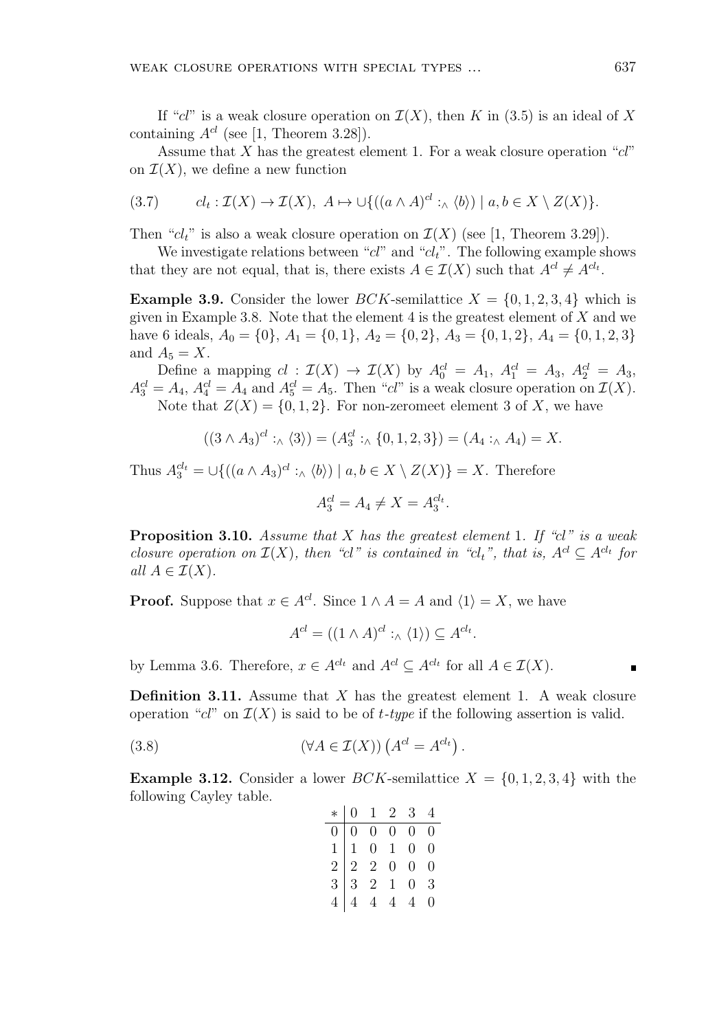If "$cl$" is a weak closure operation on $\mathcal{I}(X)$, then $K$ in (3.5) is an ideal of $X$ containing $A^{cl}$ (see [1, Theorem 3.28]).

Assume that $X$ has the greatest element 1. For a weak closure operation "$cl$" on $\mathcal{I}(X)$, we define a new function

$$cl_t : \mathcal{I}(X) \to \mathcal{I}(X),\ A \mapsto \cup\{((a \wedge A)^{cl} :_\wedge \langle b \rangle) \mid a, b \in X \setminus Z(X)\}. \tag{3.7}$$

Then "$cl_t$" is also a weak closure operation on $\mathcal{I}(X)$ (see [1, Theorem 3.29]).

We investigate relations between "$cl$" and "$cl_t$". The following example shows that they are not equal, that is, there exists $A \in \mathcal{I}(X)$ such that $A^{cl} \neq A^{cl_t}$.

**Example 3.9.** Consider the lower $BCK$-semilattice $X = \{0, 1, 2, 3, 4\}$ which is given in Example 3.8. Note that the element 4 is the greatest element of $X$ and we have 6 ideals, $A_0 = \{0\}$, $A_1 = \{0, 1\}$, $A_2 = \{0, 2\}$, $A_3 = \{0, 1, 2\}$, $A_4 = \{0, 1, 2, 3\}$ and $A_5 = X$.

Define a mapping $cl : \mathcal{I}(X) \to \mathcal{I}(X)$ by $A_0^{cl} = A_1$, $A_1^{cl} = A_3$, $A_2^{cl} = A_3$, $A_3^{cl} = A_4$, $A_4^{cl} = A_4$ and $A_5^{cl} = A_5$. Then "$cl$" is a weak closure operation on $\mathcal{I}(X)$.

Note that $Z(X) = \{0, 1, 2\}$. For non-zeromeet element 3 of $X$, we have

$$((3 \wedge A_3)^{cl} :_\wedge \langle 3 \rangle) = (A_3^{cl} :_\wedge \{0, 1, 2, 3\}) = (A_4 :_\wedge A_4) = X.$$

Thus $A_3^{cl_t} = \cup\{((a \wedge A_3)^{cl} :_\wedge \langle b \rangle) \mid a, b \in X \setminus Z(X)\} = X$. Therefore

$$A_3^{cl} = A_4 \neq X = A_3^{cl_t}.$$

**Proposition 3.10.** *Assume that $X$ has the greatest element* 1. *If "$cl$" is a weak closure operation on $\mathcal{I}(X)$, then "$cl$" is contained in "$cl_t$", that is, $A^{cl} \subseteq A^{cl_t}$ for all $A \in \mathcal{I}(X)$.*

**Proof.** Suppose that $x \in A^{cl}$. Since $1 \wedge A = A$ and $\langle 1 \rangle = X$, we have

$$A^{cl} = ((1 \wedge A)^{cl} :_\wedge \langle 1 \rangle) \subseteq A^{cl_t}.$$

by Lemma 3.6. Therefore, $x \in A^{cl_t}$ and $A^{cl} \subseteq A^{cl_t}$ for all $A \in \mathcal{I}(X)$. ∎

**Definition 3.11.** Assume that $X$ has the greatest element 1. A weak closure operation "$cl$" on $\mathcal{I}(X)$ is said to be of *t-type* if the following assertion is valid.

$$(\forall A \in \mathcal{I}(X)) \left(A^{cl} = A^{cl_t}\right). \tag{3.8}$$

**Example 3.12.** Consider a lower $BCK$-semilattice $X = \{0, 1, 2, 3, 4\}$ with the following Cayley table.

| $*$ | 0 | 1 | 2 | 3 | 4 |
|---|---|---|---|---|---|
| 0 | 0 | 0 | 0 | 0 | 0 |
| 1 | 1 | 0 | 1 | 0 | 0 |
| 2 | 2 | 2 | 0 | 0 | 0 |
| 3 | 3 | 2 | 1 | 0 | 3 |
| 4 | 4 | 4 | 4 | 4 | 0 |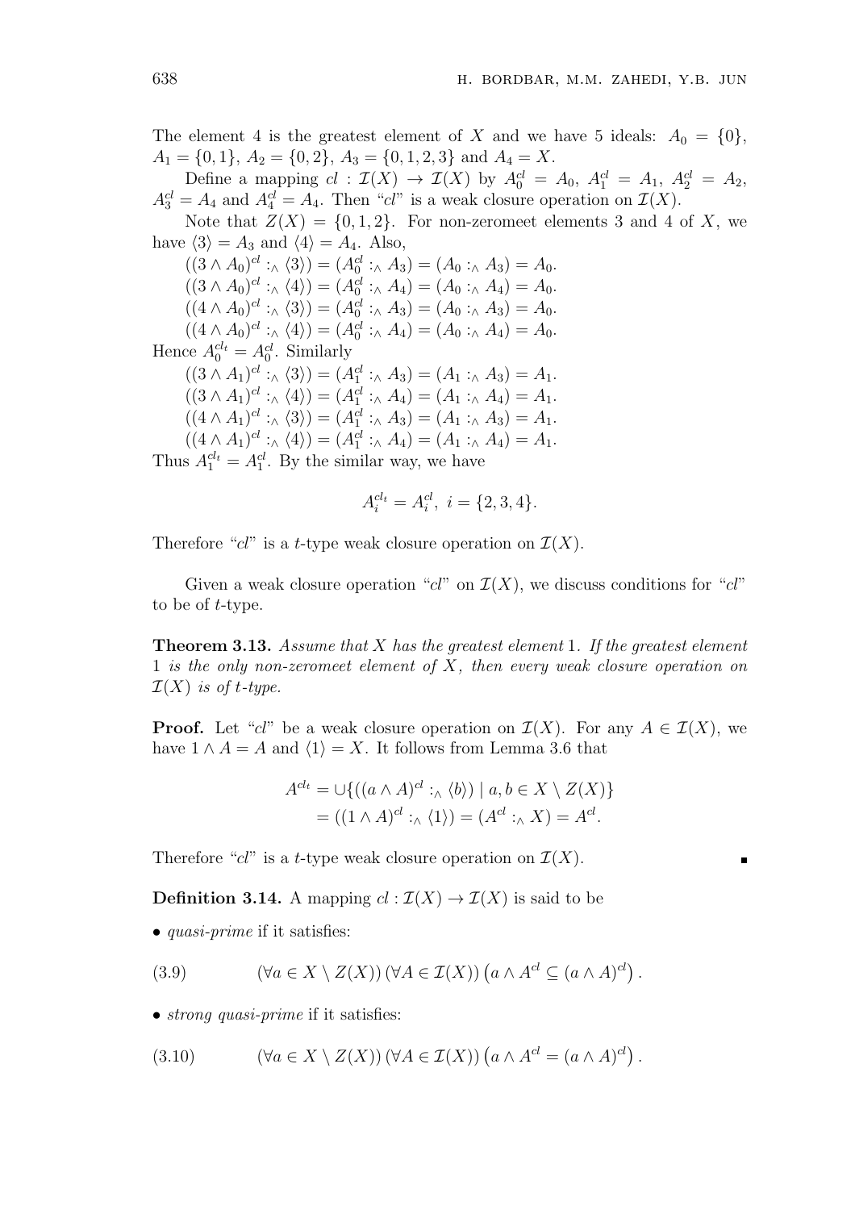The element 4 is the greatest element of $X$ and we have 5 ideals: $A_0 = \{0\}$, $A_1 = \{0, 1\}$, $A_2 = \{0, 2\}$, $A_3 = \{0, 1, 2, 3\}$ and $A_4 = X$.

Define a mapping $cl : \mathcal{I}(X) \to \mathcal{I}(X)$ by $A_0^{cl} = A_0$, $A_1^{cl} = A_1$, $A_2^{cl} = A_2$, $A_3^{cl} = A_4$ and $A_4^{cl} = A_4$. Then "$cl$" is a weak closure operation on $\mathcal{I}(X)$.

Note that $Z(X) = \{0, 1, 2\}$. For non-zeromeet elements 3 and 4 of $X$, we have $\langle 3\rangle = A_3$ and $\langle 4\rangle = A_4$. Also,

$((3 \wedge A_0)^{cl} :_\wedge \langle 3\rangle) = (A_0^{cl} :_\wedge A_3) = (A_0 :_\wedge A_3) = A_0$.
$((3 \wedge A_0)^{cl} :_\wedge \langle 4\rangle) = (A_0^{cl} :_\wedge A_4) = (A_0 :_\wedge A_4) = A_0$.
$((4 \wedge A_0)^{cl} :_\wedge \langle 3\rangle) = (A_0^{cl} :_\wedge A_3) = (A_0 :_\wedge A_3) = A_0$.
$((4 \wedge A_0)^{cl} :_\wedge \langle 4\rangle) = (A_0^{cl} :_\wedge A_4) = (A_0 :_\wedge A_4) = A_0$.

Hence $A_0^{cl_t} = A_0^{cl}$. Similarly

$((3 \wedge A_1)^{cl} :_\wedge \langle 3\rangle) = (A_1^{cl} :_\wedge A_3) = (A_1 :_\wedge A_3) = A_1$.
$((3 \wedge A_1)^{cl} :_\wedge \langle 4\rangle) = (A_1^{cl} :_\wedge A_4) = (A_1 :_\wedge A_4) = A_1$.
$((4 \wedge A_1)^{cl} :_\wedge \langle 3\rangle) = (A_1^{cl} :_\wedge A_3) = (A_1 :_\wedge A_3) = A_1$.
$((4 \wedge A_1)^{cl} :_\wedge \langle 4\rangle) = (A_1^{cl} :_\wedge A_4) = (A_1 :_\wedge A_4) = A_1$.

Thus $A_1^{cl_t} = A_1^{cl}$. By the similar way, we have

$$A_i^{cl_t} = A_i^{cl},\ i = \{2, 3, 4\}.$$

Therefore "$cl$" is a $t$-type weak closure operation on $\mathcal{I}(X)$.

Given a weak closure operation "$cl$" on $\mathcal{I}(X)$, we discuss conditions for "$cl$" to be of $t$-type.

**Theorem 3.13.** *Assume that $X$ has the greatest element 1. If the greatest element 1 is the only non-zeromeet element of $X$, then every weak closure operation on $\mathcal{I}(X)$ is of $t$-type.*

**Proof.** Let "$cl$" be a weak closure operation on $\mathcal{I}(X)$. For any $A \in \mathcal{I}(X)$, we have $1 \wedge A = A$ and $\langle 1\rangle = X$. It follows from Lemma 3.6 that

$$\begin{aligned} A^{cl_t} &= \cup\{((a \wedge A)^{cl} :_\wedge \langle b\rangle) \mid a, b \in X \setminus Z(X)\} \\ &= ((1 \wedge A)^{cl} :_\wedge \langle 1\rangle) = (A^{cl} :_\wedge X) = A^{cl}. \end{aligned}$$

Therefore "$cl$" is a $t$-type weak closure operation on $\mathcal{I}(X)$. ∎

**Definition 3.14.** A mapping $cl : \mathcal{I}(X) \to \mathcal{I}(X)$ is said to be

- *quasi-prime* if it satisfies:

$$(\forall a \in X \setminus Z(X))\, (\forall A \in \mathcal{I}(X))\, \left(a \wedge A^{cl} \subseteq (a \wedge A)^{cl}\right). \tag{3.9}$$

- *strong quasi-prime* if it satisfies:

$$(\forall a \in X \setminus Z(X))\, (\forall A \in \mathcal{I}(X))\, \left(a \wedge A^{cl} = (a \wedge A)^{cl}\right). \tag{3.10}$$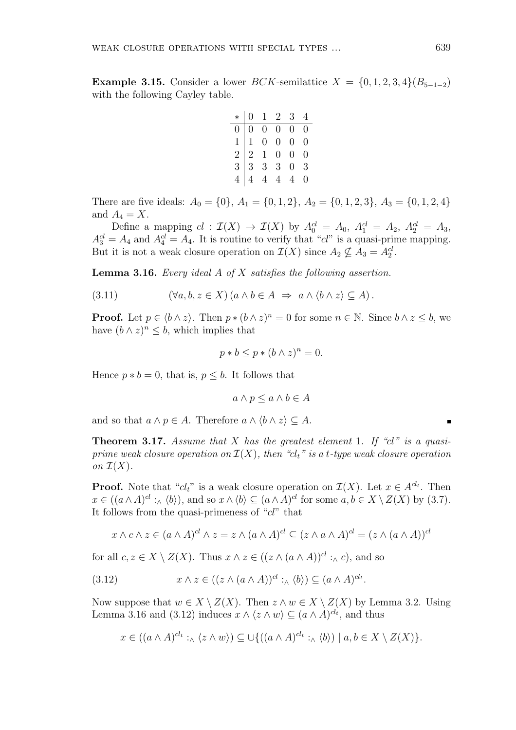**Example 3.15.** Consider a lower $BCK$-semilattice $X = \{0, 1, 2, 3, 4\}(B_{5-1-2})$ with the following Cayley table.

| $*$ | 0 | 1 | 2 | 3 | 4 |
|---|---|---|---|---|---|
| 0 | 0 | 0 | 0 | 0 | 0 |
| 1 | 1 | 0 | 0 | 0 | 0 |
| 2 | 2 | 1 | 0 | 0 | 0 |
| 3 | 3 | 3 | 3 | 0 | 3 |
| 4 | 4 | 4 | 4 | 4 | 0 |

There are five ideals: $A_0 = \{0\}$, $A_1 = \{0, 1, 2\}$, $A_2 = \{0, 1, 2, 3\}$, $A_3 = \{0, 1, 2, 4\}$ and $A_4 = X$.

Define a mapping $cl : \mathcal{I}(X) \to \mathcal{I}(X)$ by $A_0^{cl} = A_0$, $A_1^{cl} = A_2$, $A_2^{cl} = A_3$, $A_3^{cl} = A_4$ and $A_4^{cl} = A_4$. It is routine to verify that "$cl$" is a quasi-prime mapping. But it is not a weak closure operation on $\mathcal{I}(X)$ since $A_2 \nsubseteq A_3 = A_2^{cl}$.

**Lemma 3.16.** *Every ideal $A$ of $X$ satisfies the following assertion.*

$$(\forall a, b, z \in X)\, (a \wedge b \in A \;\Rightarrow\; a \wedge \langle b \wedge z \rangle \subseteq A)\,. \tag{3.11}$$

**Proof.** Let $p \in \langle b \wedge z \rangle$. Then $p * (b \wedge z)^n = 0$ for some $n \in \mathbb{N}$. Since $b \wedge z \leq b$, we have $(b \wedge z)^n \leq b$, which implies that

$$p * b \leq p * (b \wedge z)^n = 0.$$

Hence $p * b = 0$, that is, $p \leq b$. It follows that

$$a \wedge p \leq a \wedge b \in A$$

and so that $a \wedge p \in A$. Therefore $a \wedge \langle b \wedge z \rangle \subseteq A$. ∎

**Theorem 3.17.** *Assume that $X$ has the greatest element 1. If "$cl$" is a quasi-prime weak closure operation on $\mathcal{I}(X)$, then "$cl_t$" is a $t$-type weak closure operation on $\mathcal{I}(X)$.*

**Proof.** Note that "$cl_t$" is a weak closure operation on $\mathcal{I}(X)$. Let $x \in A^{cl_t}$. Then $x \in ((a \wedge A)^{cl} :_\wedge \langle b \rangle)$, and so $x \wedge \langle b \rangle \subseteq (a \wedge A)^{cl}$ for some $a, b \in X \setminus Z(X)$ by (3.7). It follows from the quasi-primeness of "$cl$" that

$$x \wedge c \wedge z \in (a \wedge A)^{cl} \wedge z = z \wedge (a \wedge A)^{cl} \subseteq (z \wedge a \wedge A)^{cl} = (z \wedge (a \wedge A))^{cl}$$

for all $c, z \in X \setminus Z(X)$. Thus $x \wedge z \in ((z \wedge (a \wedge A))^{cl} :_\wedge c)$, and so

$$x \wedge z \in ((z \wedge (a \wedge A))^{cl} :_\wedge \langle b \rangle) \subseteq (a \wedge A)^{cl_t}. \tag{3.12}$$

Now suppose that $w \in X \setminus Z(X)$. Then $z \wedge w \in X \setminus Z(X)$ by Lemma 3.2. Using Lemma 3.16 and (3.12) induces $x \wedge \langle z \wedge w \rangle \subseteq (a \wedge A)^{cl_t}$, and thus

$$x \in ((a \wedge A)^{cl_t} :_\wedge \langle z \wedge w \rangle) \subseteq \cup \{((a \wedge A)^{cl_t} :_\wedge \langle b \rangle) \mid a, b \in X \setminus Z(X)\}.$$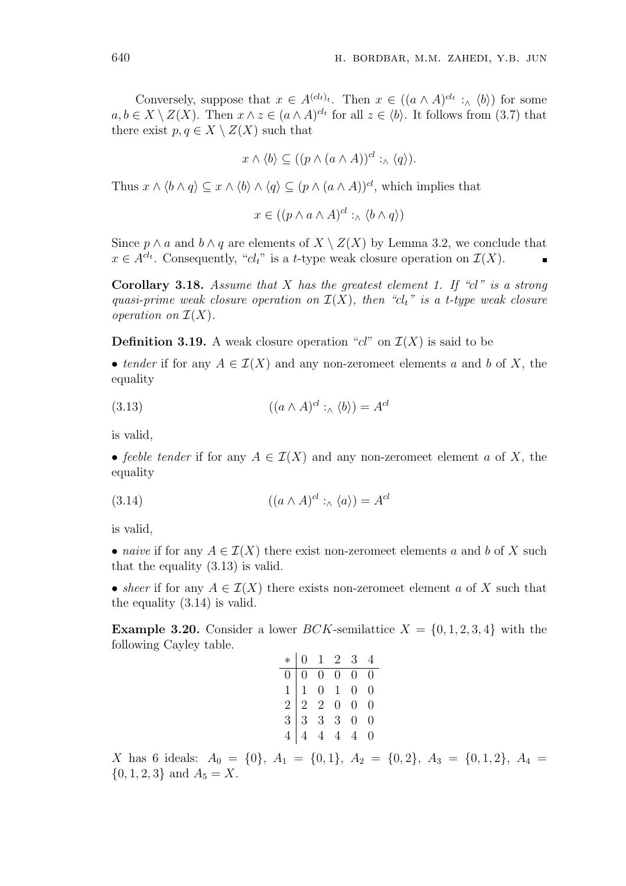Conversely, suppose that $x \in A^{(cl_t)_t}$. Then $x \in ((a \wedge A)^{cl_t} :_\wedge \langle b \rangle)$ for some $a, b \in X \setminus Z(X)$. Then $x \wedge z \in (a \wedge A)^{cl_t}$ for all $z \in \langle b \rangle$. It follows from (3.7) that there exist $p, q \in X \setminus Z(X)$ such that

$$x \wedge \langle b \rangle \subseteq ((p \wedge (a \wedge A))^{cl} :_\wedge \langle q \rangle).$$

Thus $x \wedge \langle b \wedge q \rangle \subseteq x \wedge \langle b \rangle \wedge \langle q \rangle \subseteq (p \wedge (a \wedge A))^{cl}$, which implies that

$$x \in ((p \wedge a \wedge A)^{cl} :_\wedge \langle b \wedge q \rangle)$$

Since $p \wedge a$ and $b \wedge q$ are elements of $X \setminus Z(X)$ by Lemma 3.2, we conclude that $x \in A^{cl_t}$. Consequently, "$cl_t$" is a $t$-type weak closure operation on $\mathcal{I}(X)$. ∎

**Corollary 3.18.** *Assume that $X$ has the greatest element 1. If "cl" is a strong quasi-prime weak closure operation on $\mathcal{I}(X)$, then "$cl_t$" is a $t$-type weak closure operation on $\mathcal{I}(X)$.*

**Definition 3.19.** A weak closure operation "$cl$" on $\mathcal{I}(X)$ is said to be

• *tender* if for any $A \in \mathcal{I}(X)$ and any non-zeromeet elements $a$ and $b$ of $X$, the equality

$$((a \wedge A)^{cl} :_\wedge \langle b \rangle) = A^{cl} \tag{3.13}$$

is valid,

• *feeble tender* if for any $A \in \mathcal{I}(X)$ and any non-zeromeet element $a$ of $X$, the equality

$$((a \wedge A)^{cl} :_\wedge \langle a \rangle) = A^{cl} \tag{3.14}$$

is valid,

• *naive* if for any $A \in \mathcal{I}(X)$ there exist non-zeromeet elements $a$ and $b$ of $X$ such that the equality (3.13) is valid.

• *sheer* if for any $A \in \mathcal{I}(X)$ there exists non-zeromeet element $a$ of $X$ such that the equality (3.14) is valid.

**Example 3.20.** Consider a lower $BCK$-semilattice $X = \{0, 1, 2, 3, 4\}$ with the following Cayley table.

| $*$ | 0 | 1 | 2 | 3 | 4 |
|---|---|---|---|---|---|
| 0 | 0 | 0 | 0 | 0 | 0 |
| 1 | 1 | 0 | 1 | 0 | 0 |
| 2 | 2 | 2 | 0 | 0 | 0 |
| 3 | 3 | 3 | 3 | 0 | 0 |
| 4 | 4 | 4 | 4 | 4 | 0 |

$X$ has 6 ideals: $A_0 = \{0\}$, $A_1 = \{0, 1\}$, $A_2 = \{0, 2\}$, $A_3 = \{0, 1, 2\}$, $A_4 = \{0, 1, 2, 3\}$ and $A_5 = X$.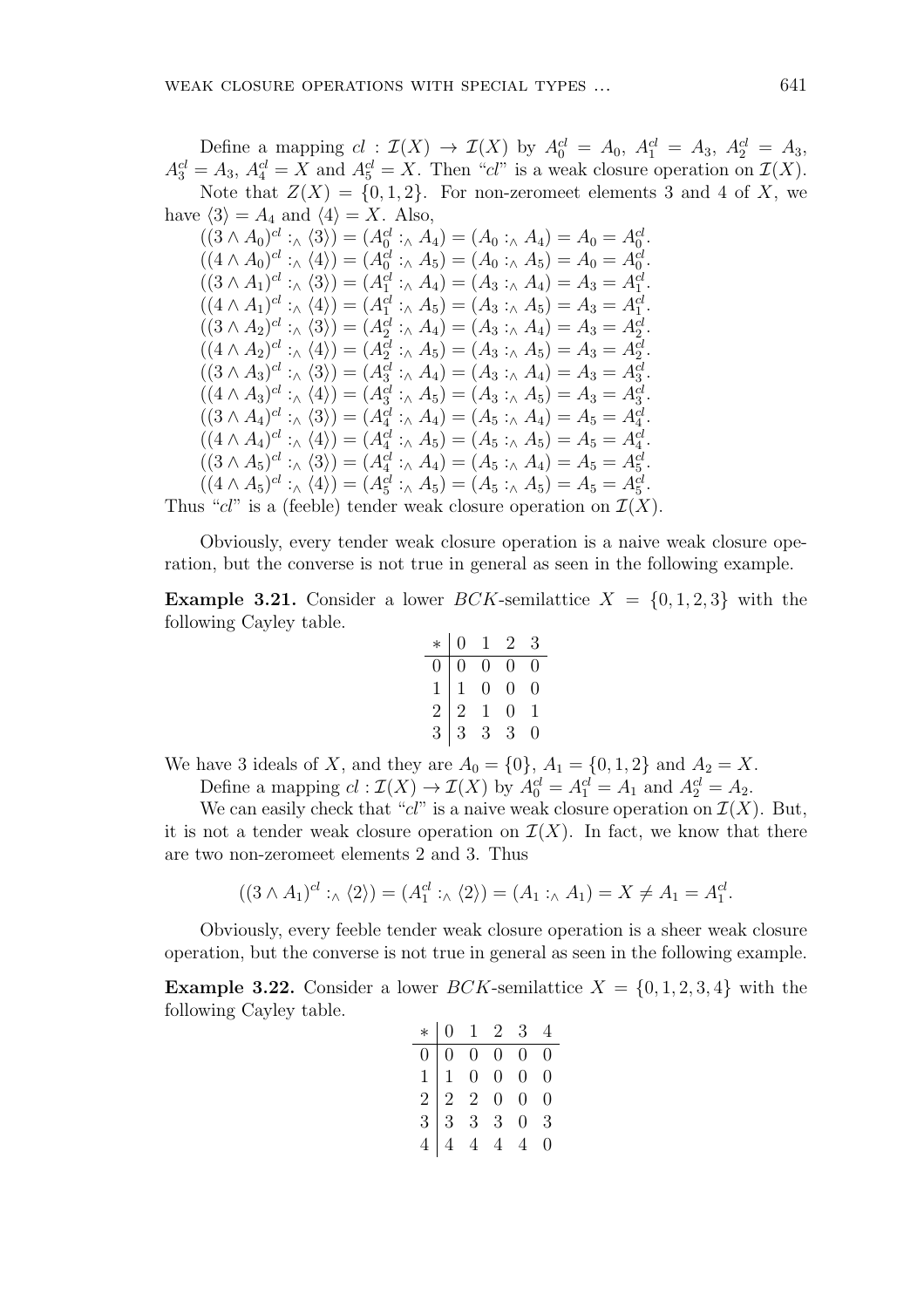Define a mapping $cl : \mathcal{I}(X) \to \mathcal{I}(X)$ by $A_0^{cl} = A_0$, $A_1^{cl} = A_3$, $A_2^{cl} = A_3$, $A_3^{cl} = A_3$, $A_4^{cl} = X$ and $A_5^{cl} = X$. Then "$cl$" is a weak closure operation on $\mathcal{I}(X)$.

Note that $Z(X) = \{0, 1, 2\}$. For non-zeromeet elements 3 and 4 of $X$, we have $\langle 3 \rangle = A_4$ and $\langle 4 \rangle = X$. Also,

$((3 \wedge A_0)^{cl} :_\wedge \langle 3 \rangle) = (A_0^{cl} :_\wedge A_4) = (A_0 :_\wedge A_4) = A_0 = A_0^{cl}$.
$((4 \wedge A_0)^{cl} :_\wedge \langle 4 \rangle) = (A_0^{cl} :_\wedge A_5) = (A_0 :_\wedge A_5) = A_0 = A_0^{cl}$.
$((3 \wedge A_1)^{cl} :_\wedge \langle 3 \rangle) = (A_1^{cl} :_\wedge A_4) = (A_3 :_\wedge A_4) = A_3 = A_1^{cl}$.
$((4 \wedge A_1)^{cl} :_\wedge \langle 4 \rangle) = (A_1^{cl} :_\wedge A_5) = (A_3 :_\wedge A_5) = A_3 = A_1^{cl}$.
$((3 \wedge A_2)^{cl} :_\wedge \langle 3 \rangle) = (A_2^{cl} :_\wedge A_4) = (A_3 :_\wedge A_4) = A_3 = A_2^{cl}$.
$((4 \wedge A_2)^{cl} :_\wedge \langle 4 \rangle) = (A_2^{cl} :_\wedge A_5) = (A_3 :_\wedge A_5) = A_3 = A_2^{cl}$.
$((3 \wedge A_3)^{cl} :_\wedge \langle 3 \rangle) = (A_3^{cl} :_\wedge A_4) = (A_3 :_\wedge A_4) = A_3 = A_3^{cl}$.
$((4 \wedge A_3)^{cl} :_\wedge \langle 4 \rangle) = (A_3^{cl} :_\wedge A_5) = (A_3 :_\wedge A_5) = A_3 = A_3^{cl}$.
$((3 \wedge A_4)^{cl} :_\wedge \langle 3 \rangle) = (A_4^{cl} :_\wedge A_4) = (A_5 :_\wedge A_4) = A_5 = A_4^{cl}$.
$((4 \wedge A_4)^{cl} :_\wedge \langle 4 \rangle) = (A_4^{cl} :_\wedge A_5) = (A_5 :_\wedge A_5) = A_5 = A_4^{cl}$.
$((3 \wedge A_5)^{cl} :_\wedge \langle 3 \rangle) = (A_4^{cl} :_\wedge A_4) = (A_5 :_\wedge A_4) = A_5 = A_5^{cl}$.
$((4 \wedge A_5)^{cl} :_\wedge \langle 4 \rangle) = (A_5^{cl} :_\wedge A_5) = (A_5 :_\wedge A_5) = A_5 = A_5^{cl}$.

Thus "$cl$" is a (feeble) tender weak closure operation on $\mathcal{I}(X)$.

Obviously, every tender weak closure operation is a naive weak closure operation, but the converse is not true in general as seen in the following example.

**Example 3.21.** Consider a lower $BCK$-semilattice $X = \{0, 1, 2, 3\}$ with the following Cayley table.

| $*$ | 0 | 1 | 2 | 3 |
|---|---|---|---|---|
| 0 | 0 | 0 | 0 | 0 |
| 1 | 1 | 0 | 0 | 0 |
| 2 | 2 | 1 | 0 | 1 |
| 3 | 3 | 3 | 3 | 0 |

We have 3 ideals of $X$, and they are $A_0 = \{0\}$, $A_1 = \{0, 1, 2\}$ and $A_2 = X$.

Define a mapping $cl : \mathcal{I}(X) \to \mathcal{I}(X)$ by $A_0^{cl} = A_1^{cl} = A_1$ and $A_2^{cl} = A_2$.

We can easily check that "$cl$" is a naive weak closure operation on $\mathcal{I}(X)$. But, it is not a tender weak closure operation on $\mathcal{I}(X)$. In fact, we know that there are two non-zeromeet elements 2 and 3. Thus

$$((3 \wedge A_1)^{cl} :_\wedge \langle 2 \rangle) = (A_1^{cl} :_\wedge \langle 2 \rangle) = (A_1 :_\wedge A_1) = X \neq A_1 = A_1^{cl}.$$

Obviously, every feeble tender weak closure operation is a sheer weak closure operation, but the converse is not true in general as seen in the following example.

**Example 3.22.** Consider a lower $BCK$-semilattice $X = \{0, 1, 2, 3, 4\}$ with the following Cayley table.

| $*$ | 0 | 1 | 2 | 3 | 4 |
|---|---|---|---|---|---|
| 0 | 0 | 0 | 0 | 0 | 0 |
| 1 | 1 | 0 | 0 | 0 | 0 |
| 2 | 2 | 2 | 0 | 0 | 0 |
| 3 | 3 | 3 | 3 | 0 | 3 |
| 4 | 4 | 4 | 4 | 4 | 0 |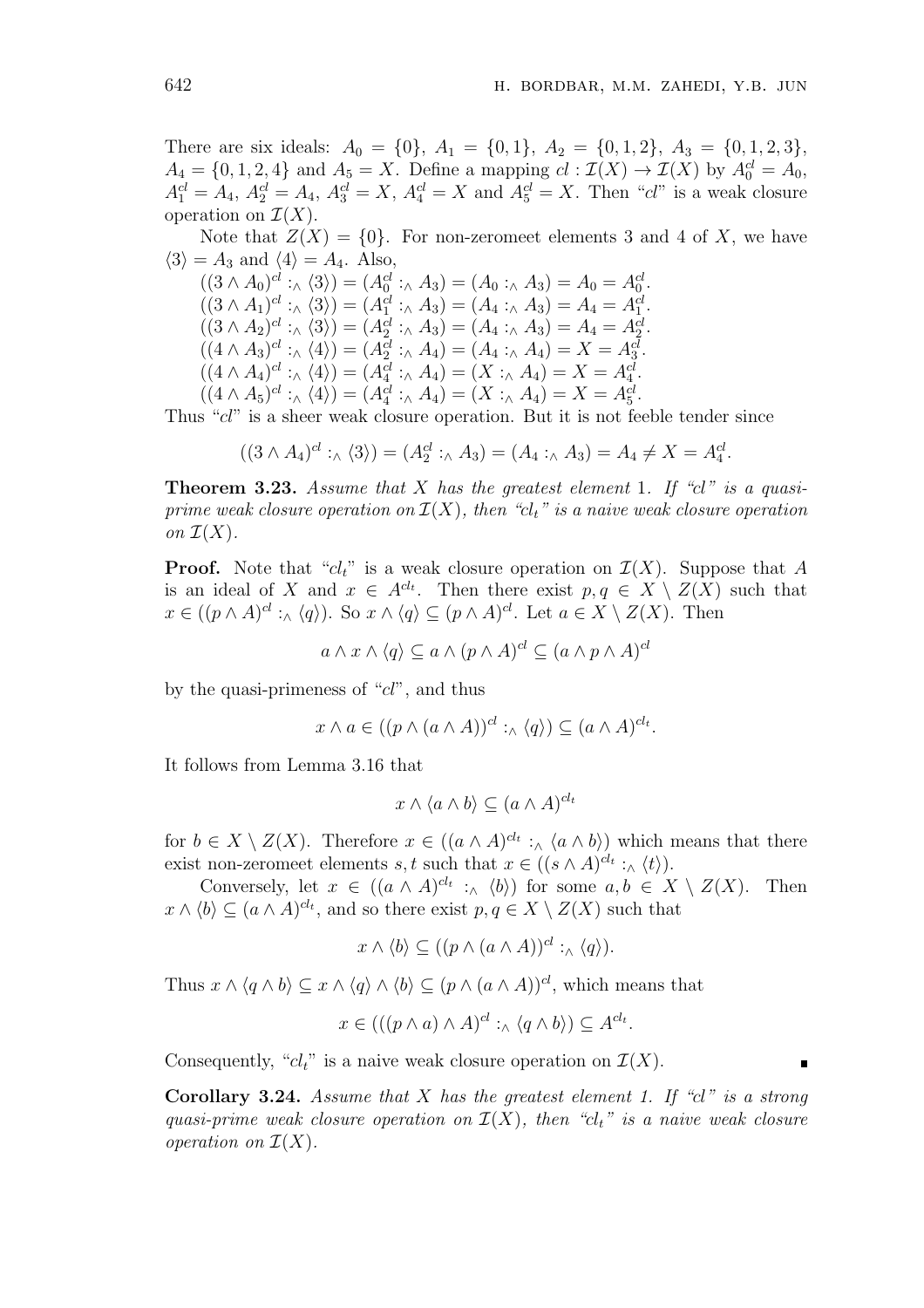There are six ideals: $A_0 = \{0\}$, $A_1 = \{0, 1\}$, $A_2 = \{0, 1, 2\}$, $A_3 = \{0, 1, 2, 3\}$, $A_4 = \{0, 1, 2, 4\}$ and $A_5 = X$. Define a mapping $cl : \mathcal{I}(X) \to \mathcal{I}(X)$ by $A_0^{cl} = A_0$, $A_1^{cl} = A_4$, $A_2^{cl} = A_4$, $A_3^{cl} = X$, $A_4^{cl} = X$ and $A_5^{cl} = X$. Then "$cl$" is a weak closure operation on $\mathcal{I}(X)$.

Note that $Z(X) = \{0\}$. For non-zeromeet elements 3 and 4 of $X$, we have $\langle 3 \rangle = A_3$ and $\langle 4 \rangle = A_4$. Also,

$((3 \wedge A_0)^{cl} :_\wedge \langle 3 \rangle) = (A_0^{cl} :_\wedge A_3) = (A_0 :_\wedge A_3) = A_0 = A_0^{cl}$.
$((3 \wedge A_1)^{cl} :_\wedge \langle 3 \rangle) = (A_1^{cl} :_\wedge A_3) = (A_4 :_\wedge A_3) = A_4 = A_1^{cl}$.
$((3 \wedge A_2)^{cl} :_\wedge \langle 3 \rangle) = (A_2^{cl} :_\wedge A_3) = (A_4 :_\wedge A_3) = A_4 = A_2^{cl}$.
$((4 \wedge A_3)^{cl} :_\wedge \langle 4 \rangle) = (A_2^{cl} :_\wedge A_4) = (A_4 :_\wedge A_4) = X = A_3^{cl}$.
$((4 \wedge A_4)^{cl} :_\wedge \langle 4 \rangle) = (A_4^{cl} :_\wedge A_4) = (X :_\wedge A_4) = X = A_4^{cl}$.
$((4 \wedge A_5)^{cl} :_\wedge \langle 4 \rangle) = (A_4^{cl} :_\wedge A_4) = (X :_\wedge A_4) = X = A_5^{cl}$.

Thus "$cl$" is a sheer weak closure operation. But it is not feeble tender since

$$((3 \wedge A_4)^{cl} :_\wedge \langle 3 \rangle) = (A_2^{cl} :_\wedge A_3) = (A_4 :_\wedge A_3) = A_4 \neq X = A_4^{cl}.$$

**Theorem 3.23.** *Assume that $X$ has the greatest element 1. If "$cl$" is a quasi-prime weak closure operation on $\mathcal{I}(X)$, then "$cl_t$" is a naive weak closure operation on $\mathcal{I}(X)$.*

**Proof.** Note that "$cl_t$" is a weak closure operation on $\mathcal{I}(X)$. Suppose that $A$ is an ideal of $X$ and $x \in A^{cl_t}$. Then there exist $p, q \in X \setminus Z(X)$ such that $x \in ((p \wedge A)^{cl} :_\wedge \langle q \rangle)$. So $x \wedge \langle q \rangle \subseteq (p \wedge A)^{cl}$. Let $a \in X \setminus Z(X)$. Then

$$a \wedge x \wedge \langle q \rangle \subseteq a \wedge (p \wedge A)^{cl} \subseteq (a \wedge p \wedge A)^{cl}$$

by the quasi-primeness of "$cl$", and thus

$$x \wedge a \in ((p \wedge (a \wedge A))^{cl} :_\wedge \langle q \rangle) \subseteq (a \wedge A)^{cl_t}.$$

It follows from Lemma 3.16 that

$$x \wedge \langle a \wedge b \rangle \subseteq (a \wedge A)^{cl_t}$$

for $b \in X \setminus Z(X)$. Therefore $x \in ((a \wedge A)^{cl_t} :_\wedge \langle a \wedge b \rangle)$ which means that there exist non-zeromeet elements $s, t$ such that $x \in ((s \wedge A)^{cl_t} :_\wedge \langle t \rangle)$.

Conversely, let $x \in ((a \wedge A)^{cl_t} :_\wedge \langle b \rangle)$ for some $a, b \in X \setminus Z(X)$. Then $x \wedge \langle b \rangle \subseteq (a \wedge A)^{cl_t}$, and so there exist $p, q \in X \setminus Z(X)$ such that

$$x \wedge \langle b \rangle \subseteq ((p \wedge (a \wedge A))^{cl} :_\wedge \langle q \rangle).$$

Thus $x \wedge \langle q \wedge b \rangle \subseteq x \wedge \langle q \rangle \wedge \langle b \rangle \subseteq (p \wedge (a \wedge A))^{cl}$, which means that

$$x \in (((p \wedge a) \wedge A)^{cl} :_\wedge \langle q \wedge b \rangle) \subseteq A^{cl_t}.$$

Consequently, "$cl_t$" is a naive weak closure operation on $\mathcal{I}(X)$. ∎

**Corollary 3.24.** *Assume that $X$ has the greatest element 1. If "$cl$" is a strong quasi-prime weak closure operation on $\mathcal{I}(X)$, then "$cl_t$" is a naive weak closure operation on $\mathcal{I}(X)$.*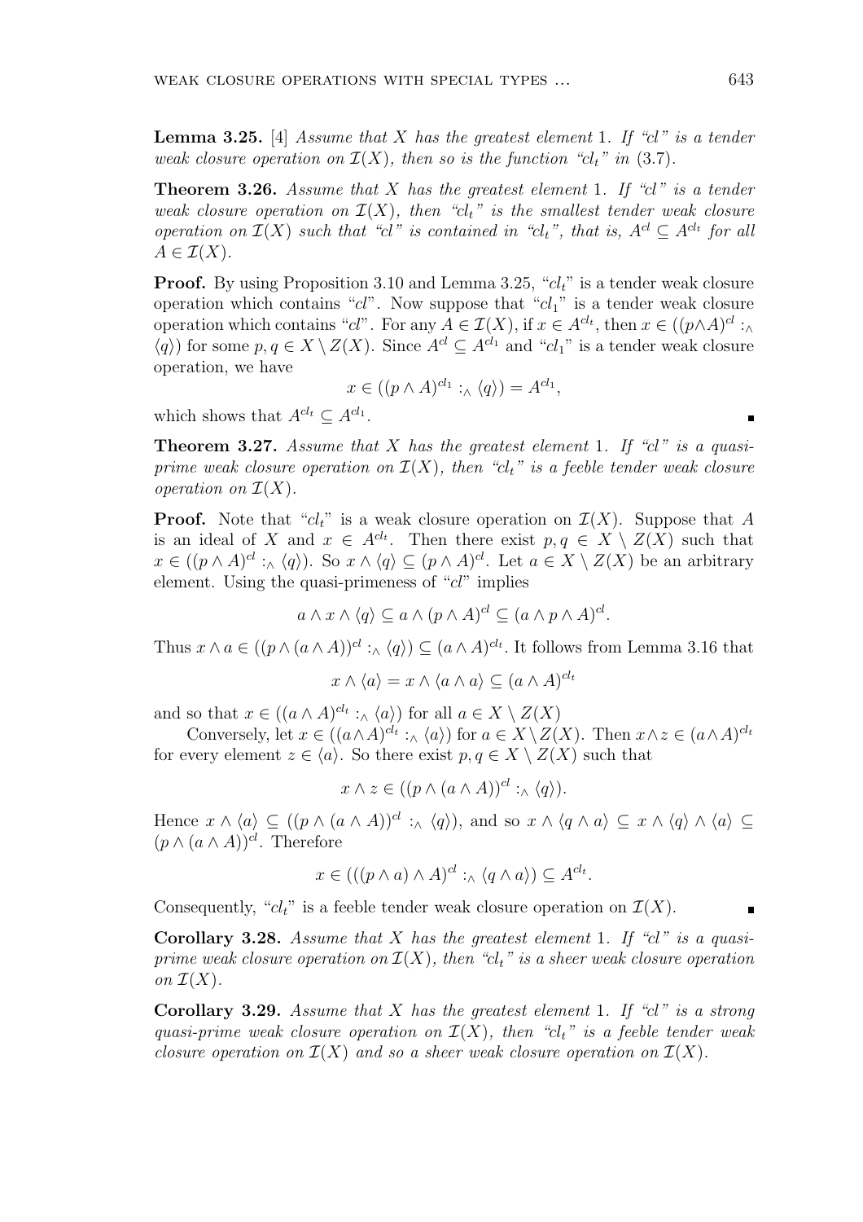**Lemma 3.25.** [4] *Assume that $X$ has the greatest element* 1*. If "cl" is a tender weak closure operation on $\mathcal{I}(X)$, then so is the function "$cl_t$" in* (3.7)*.*

**Theorem 3.26.** *Assume that $X$ has the greatest element* 1*. If "cl" is a tender weak closure operation on $\mathcal{I}(X)$, then "$cl_t$" is the smallest tender weak closure operation on $\mathcal{I}(X)$ such that "cl" is contained in "$cl_t$", that is, $A^{cl} \subseteq A^{cl_t}$ for all $A \in \mathcal{I}(X)$.*

**Proof.** By using Proposition 3.10 and Lemma 3.25, "$cl_t$" is a tender weak closure operation which contains "$cl$". Now suppose that "$cl_1$" is a tender weak closure operation which contains "$cl$". For any $A \in \mathcal{I}(X)$, if $x \in A^{cl_t}$, then $x \in ((p \wedge A)^{cl} :_{\wedge} \langle q \rangle)$ for some $p, q \in X \setminus Z(X)$. Since $A^{cl} \subseteq A^{cl_1}$ and "$cl_1$" is a tender weak closure operation, we have

$$x \in ((p \wedge A)^{cl_1} :_{\wedge} \langle q \rangle) = A^{cl_1},$$

which shows that $A^{cl_t} \subseteq A^{cl_1}$. ∎

**Theorem 3.27.** *Assume that $X$ has the greatest element* 1*. If "cl" is a quasi-prime weak closure operation on $\mathcal{I}(X)$, then "$cl_t$" is a feeble tender weak closure operation on $\mathcal{I}(X)$.*

**Proof.** Note that "$cl_t$" is a weak closure operation on $\mathcal{I}(X)$. Suppose that $A$ is an ideal of $X$ and $x \in A^{cl_t}$. Then there exist $p, q \in X \setminus Z(X)$ such that $x \in ((p \wedge A)^{cl} :_{\wedge} \langle q \rangle)$. So $x \wedge \langle q \rangle \subseteq (p \wedge A)^{cl}$. Let $a \in X \setminus Z(X)$ be an arbitrary element. Using the quasi-primeness of "$cl$" implies

$$a \wedge x \wedge \langle q \rangle \subseteq a \wedge (p \wedge A)^{cl} \subseteq (a \wedge p \wedge A)^{cl}.$$

Thus $x \wedge a \in ((p \wedge (a \wedge A))^{cl} :_{\wedge} \langle q \rangle) \subseteq (a \wedge A)^{cl_t}$. It follows from Lemma 3.16 that

$$x \wedge \langle a \rangle = x \wedge \langle a \wedge a \rangle \subseteq (a \wedge A)^{cl_t}$$

and so that $x \in ((a \wedge A)^{cl_t} :_{\wedge} \langle a \rangle)$ for all $a \in X \setminus Z(X)$

Conversely, let $x \in ((a \wedge A)^{cl_t} :_{\wedge} \langle a \rangle)$ for $a \in X \setminus Z(X)$. Then $x \wedge z \in (a \wedge A)^{cl_t}$ for every element $z \in \langle a \rangle$. So there exist $p, q \in X \setminus Z(X)$ such that

$$x \wedge z \in ((p \wedge (a \wedge A))^{cl} :_{\wedge} \langle q \rangle).$$

Hence $x \wedge \langle a \rangle \subseteq ((p \wedge (a \wedge A))^{cl} :_{\wedge} \langle q \rangle)$, and so $x \wedge \langle q \wedge a \rangle \subseteq x \wedge \langle q \rangle \wedge \langle a \rangle \subseteq (p \wedge (a \wedge A))^{cl}$. Therefore

$$x \in (((p \wedge a) \wedge A)^{cl} :_{\wedge} \langle q \wedge a \rangle) \subseteq A^{cl_t}.$$

Consequently, "$cl_t$" is a feeble tender weak closure operation on $\mathcal{I}(X)$. ∎

**Corollary 3.28.** *Assume that $X$ has the greatest element* 1*. If "cl" is a quasi-prime weak closure operation on $\mathcal{I}(X)$, then "$cl_t$" is a sheer weak closure operation on $\mathcal{I}(X)$.*

**Corollary 3.29.** *Assume that $X$ has the greatest element* 1*. If "cl" is a strong quasi-prime weak closure operation on $\mathcal{I}(X)$, then "$cl_t$" is a feeble tender weak closure operation on $\mathcal{I}(X)$ and so a sheer weak closure operation on $\mathcal{I}(X)$.*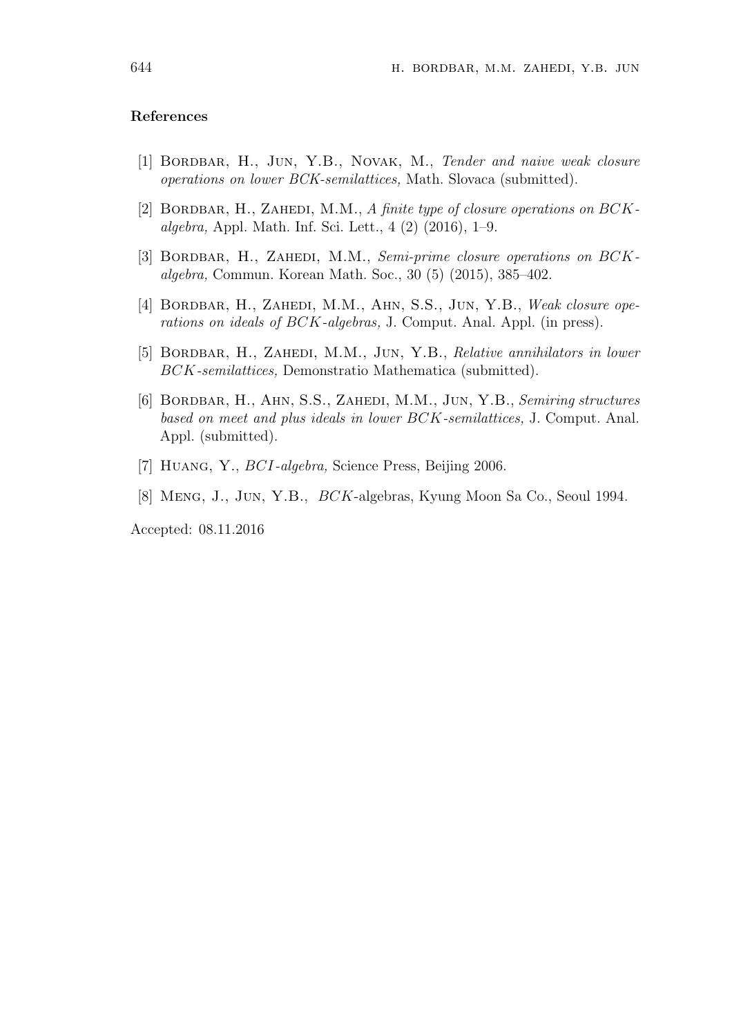## References

[1] Bordbar, H., Jun, Y.B., Novak, M., *Tender and naive weak closure operations on lower BCK-semilattices,* Math. Slovaca (submitted).

[2] Bordbar, H., Zahedi, M.M., *A finite type of closure operations on BCK-algebra,* Appl. Math. Inf. Sci. Lett., 4 (2) (2016), 1–9.

[3] Bordbar, H., Zahedi, M.M., *Semi-prime closure operations on BCK-algebra,* Commun. Korean Math. Soc., 30 (5) (2015), 385–402.

[4] Bordbar, H., Zahedi, M.M., Ahn, S.S., Jun, Y.B., *Weak closure operations on ideals of BCK-algebras,* J. Comput. Anal. Appl. (in press).

[5] Bordbar, H., Zahedi, M.M., Jun, Y.B., *Relative annihilators in lower BCK-semilattices,* Demonstratio Mathematica (submitted).

[6] Bordbar, H., Ahn, S.S., Zahedi, M.M., Jun, Y.B., *Semiring structures based on meet and plus ideals in lower BCK-semilattices,* J. Comput. Anal. Appl. (submitted).

[7] Huang, Y., *BCI-algebra,* Science Press, Beijing 2006.

[8] Meng, J., Jun, Y.B., *BCK*-algebras, Kyung Moon Sa Co., Seoul 1994.

Accepted: 08.11.2016